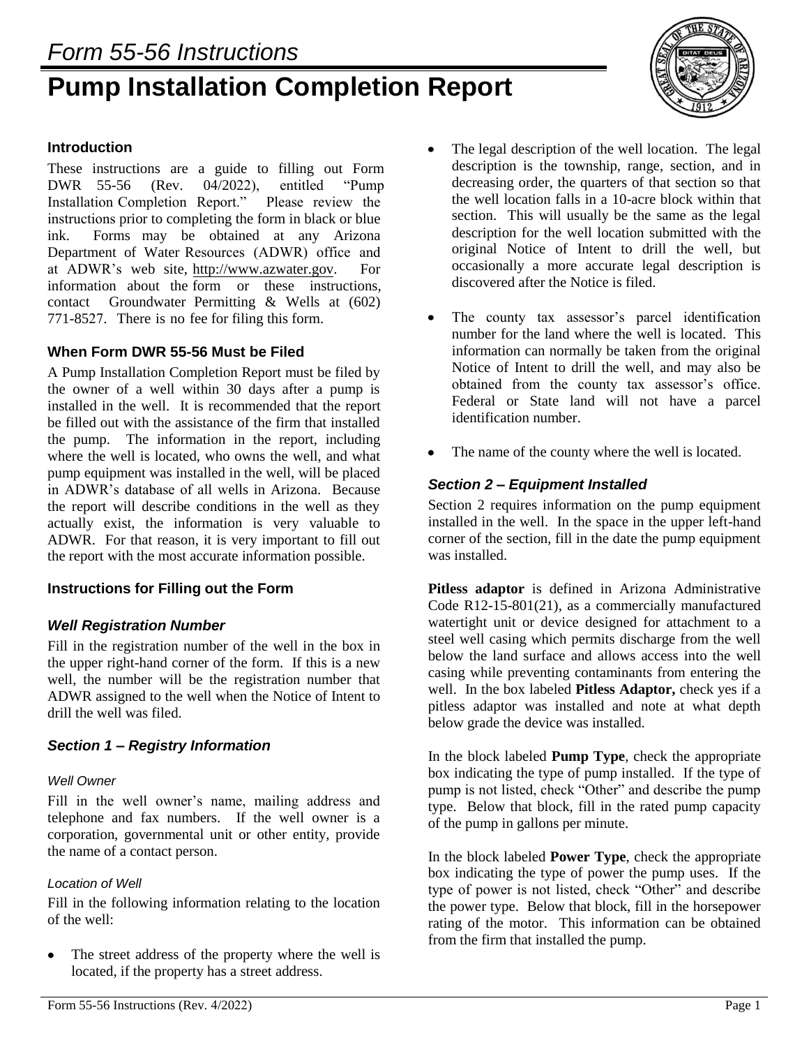# Form 55-56 Instructions

# Pump Installation Completion Report

### Introduction

These instructions are a guide to filling out Form DWR 55-56 (Rev. 04/2022), entitled "Pump Installation Completion Report." Please review the instructions prior to completing the form in black or blue ink. Forms may be obtained at any Arizona Department of Water Resources (ADWR) office and at ADWR's web site, http://www.azwater.gov. For information about the form or these instructions, contact Groundwater Permitting & Wells at (602) 771-8527. There is no fee for filing this form.

### When Form DWR 55-56 Must be Filed

A Pump Installation Completion Report must be filed by the owner of a well within 30 days after a pump is installed in the well. It is recommended that the report be filled out with the assistance of the firm that installed the pump. The information in the report, including where the well is located, who owns the well, and what pump equipment was installed in the well, will be placed in ADWR's database of all wells in Arizona. Because the report will describe conditions in the well as they actually exist, the information is very valuable to ADWR. For that reason, it is very important to fill out the report with the most accurate information possible.

### Instructions for Filling out the Form

#### *Well Registration Number*

Fill in the registration number of the well in the box in the upper right-hand corner of the form. If this is a new well, the number will be the registration number that ADWR assigned to the well when the Notice of Intent to drill the well was filed.

#### *Section 1 – Registry Information*

*Well Owner*

Fill in the well owner's name, mailing address and telephone and fax numbers. If the well owner is a corporation, governmental unit or other entity, provide the name of a contact person.

*Location of Well*

Fill in the following information relating to the location of the well:

- The street address of the property where the well is located, if the property has a street address.
- The legal description of the well location. The legal description is the township, range, section, and in decreasing order, the quarters of that section so that the well location falls in a 10-acre block within that section. This will usually be the same as the legal description for the well location submitted with the original Notice of Intent to drill the well, but occasionally a more accurate legal description is discovered after the Notice is filed.
- The county tax assessor's parcel identification number for the land where the well is located. This information can normally be taken from the original Notice of Intent to drill the well, and may also be obtained from the county tax assessor's office. Federal or State land will not have a parcel identification number.
- The name of the county where the well is located.

#### *Section 2 – Equipment Installed*

Section 2 requires information on the pump equipment installed in the well. In the space in the upper left-hand corner of the section, fill in the date the pump equipment was installed.

**Pitless adaptor** is defined in Arizona Administrative Code R12-15-801(21), as a commercially manufactured watertight unit or device designed for attachment to a steel well casing which permits discharge from the well below the land surface and allows access into the well casing while preventing contaminants from entering the well. In the box labeled **Pitless Adaptor,** check yes if a pitless adaptor was installed and note at what depth below grade the device was installed.

In the block labeled **Pump Type**, check the appropriate box indicating the type of pump installed. If the type of pump is not listed, check "Other" and describe the pump type. Below that block, fill in the rated pump capacity of the pump in gallons per minute.

In the block labeled **Power Type**, check the appropriate box indicating the type of power the pump uses. If the type of power is not listed, check "Other" and describe the power type. Below that block, fill in the horsepower rating of the motor. This information can be obtained from the firm that installed the pump.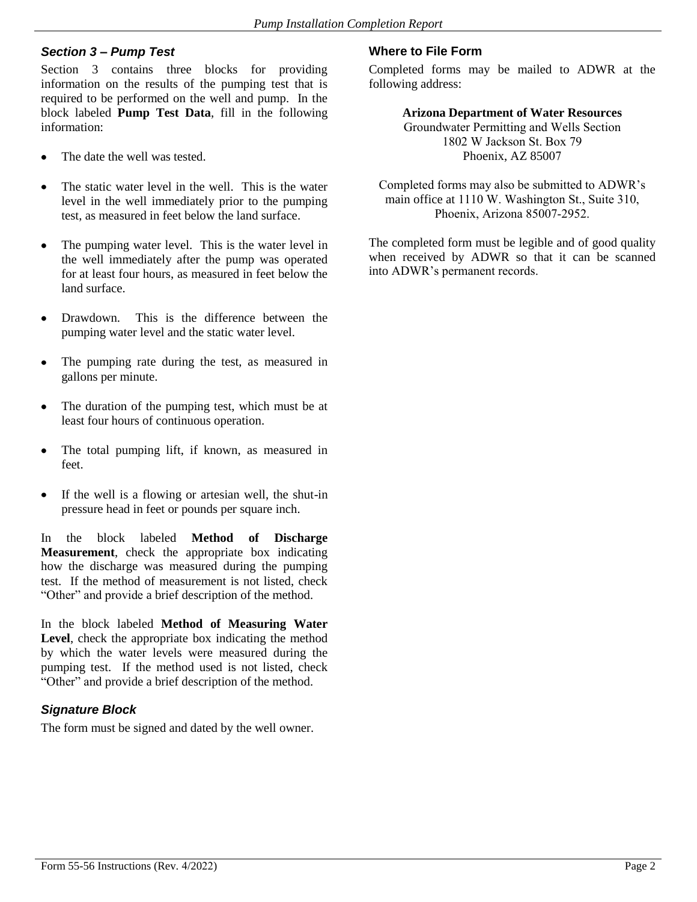### *Section 3 – Pump Test*

Section 3 contains three blocks for providing information on the results of the pumping test that is required to be performed on the well and pump. In the block labeled **Pump Test Data**, fill in the following information:

- The date the well was tested.
- The static water level in the well. This is the water level in the well immediately prior to the pumping test, as measured in feet below the land surface.
- The pumping water level. This is the water level in the well immediately after the pump was operated for at least four hours, as measured in feet below the land surface.
- Drawdown. This is the difference between the pumping water level and the static water level.
- The pumping rate during the test, as measured in gallons per minute.
- The duration of the pumping test, which must be at least four hours of continuous operation.
- The total pumping lift, if known, as measured in feet.
- If the well is a flowing or artesian well, the shut-in pressure head in feet or pounds per square inch.

In the block labeled **Method of Discharge Measurement**, check the appropriate box indicating how the discharge was measured during the pumping test. If the method of measurement is not listed, check "Other" and provide a brief description of the method.

In the block labeled **Method of Measuring Water Level**, check the appropriate box indicating the method by which the water levels were measured during the pumping test. If the method used is not listed, check "Other" and provide a brief description of the method.

### *Signature Block*

The form must be signed and dated by the well owner.

### Where to File Form

Completed forms may be mailed to ADWR at the following address:

**Arizona Department of Water Resources**
Groundwater Permitting and Wells Section
1802 W Jackson St. Box 79
Phoenix, AZ 85007

Completed forms may also be submitted to ADWR's main office at 1110 W. Washington St., Suite 310, Phoenix, Arizona 85007-2952.

The completed form must be legible and of good quality when received by ADWR so that it can be scanned into ADWR's permanent records.